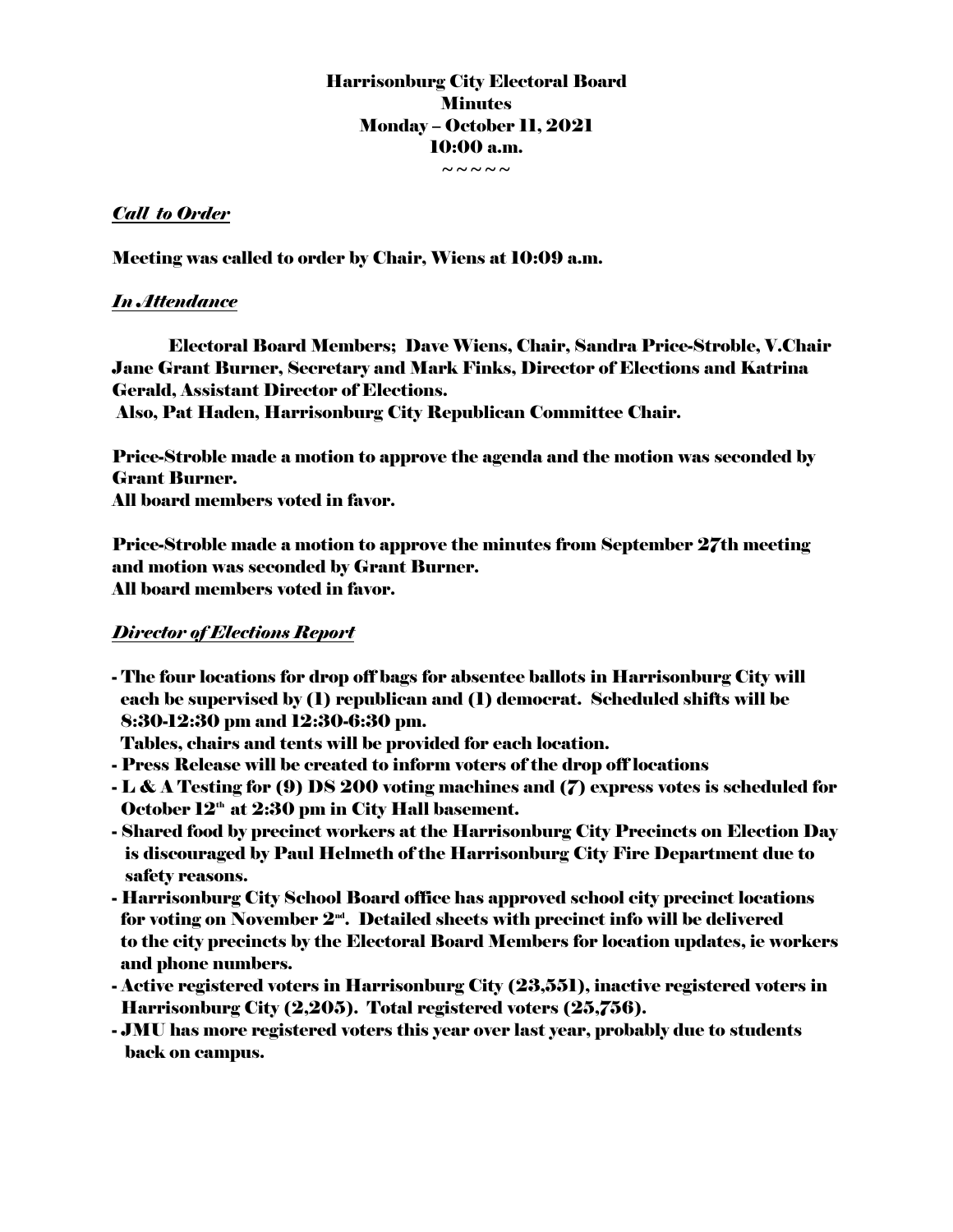# Harrisonburg City Electoral Board
## Minutes
## Monday – October 11, 2021
## 10:00 a.m.

~ ~ ~ ~ ~

***Call to Order***

**Meeting was called to order by Chair, Wiens at 10:09 a.m.**

***In Attendance***

**Electoral Board Members; Dave Wiens, Chair, Sandra Price-Stroble, V.Chair Jane Grant Burner, Secretary and Mark Finks, Director of Elections and Katrina Gerald, Assistant Director of Elections.**
**Also, Pat Haden, Harrisonburg City Republican Committee Chair.**

**Price-Stroble made a motion to approve the agenda and the motion was seconded by Grant Burner.**
**All board members voted in favor.**

**Price-Stroble made a motion to approve the minutes from September 27th meeting and motion was seconded by Grant Burner.**
**All board members voted in favor.**

***Director of Elections Report***

- **The four locations for drop off bags for absentee ballots in Harrisonburg City will each be supervised by (1) republican and (1) democrat. Scheduled shifts will be 8:30-12:30 pm and 12:30-6:30 pm.**
  **Tables, chairs and tents will be provided for each location.**
- **Press Release will be created to inform voters of the drop off locations**
- **L & A Testing for (9) DS 200 voting machines and (7) express votes is scheduled for October 12th at 2:30 pm in City Hall basement.**
- **Shared food by precinct workers at the Harrisonburg City Precincts on Election Day is discouraged by Paul Helmeth of the Harrisonburg City Fire Department due to safety reasons.**
- **Harrisonburg City School Board office has approved school city precinct locations for voting on November 2nd. Detailed sheets with precinct info will be delivered to the city precincts by the Electoral Board Members for location updates, ie workers and phone numbers.**
- **Active registered voters in Harrisonburg City (23,551), inactive registered voters in Harrisonburg City (2,205). Total registered voters (25,756).**
- **JMU has more registered voters this year over last year, probably due to students back on campus.**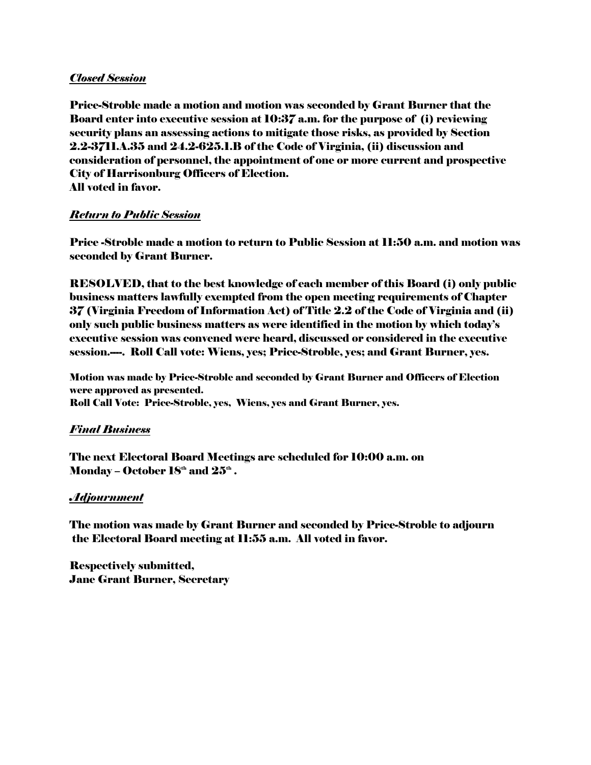***Closed Session***

**Price-Stroble made a motion and motion was seconded by Grant Burner that the Board enter into executive session at 10:37 a.m. for the purpose of (i) reviewing security plans an assessing actions to mitigate those risks, as provided by Section 2.2-3711.A.35 and 24.2-625.1.B of the Code of Virginia, (ii) discussion and consideration of personnel, the appointment of one or more current and prospective City of Harrisonburg Officers of Election.**
**All voted in favor.**

***Return to Public Session***

**Price -Stroble made a motion to return to Public Session at 11:50 a.m. and motion was seconded by Grant Burner.**

**RESOLVED, that to the best knowledge of each member of this Board (i) only public business matters lawfully exempted from the open meeting requirements of Chapter 37 (Virginia Freedom of Information Act) of Title 2.2 of the Code of Virginia and (ii) only such public business matters as were identified in the motion by which today's executive session was convened were heard, discussed or considered in the executive session.----. Roll Call vote: Wiens, yes; Price-Stroble, yes; and Grant Burner, yes.**

**Motion was made by Price-Stroble and seconded by Grant Burner and Officers of Election were approved as presented.**
**Roll Call Vote: Price-Stroble, yes, Wiens, yes and Grant Burner, yes.**

***Final Business***

**The next Electoral Board Meetings are scheduled for 10:00 a.m. on Monday – October 18th and 25th .**

***Adjournment***

**The motion was made by Grant Burner and seconded by Price-Stroble to adjourn the Electoral Board meeting at 11:55 a.m. All voted in favor.**

**Respectively submitted,**
**Jane Grant Burner, Secretary**